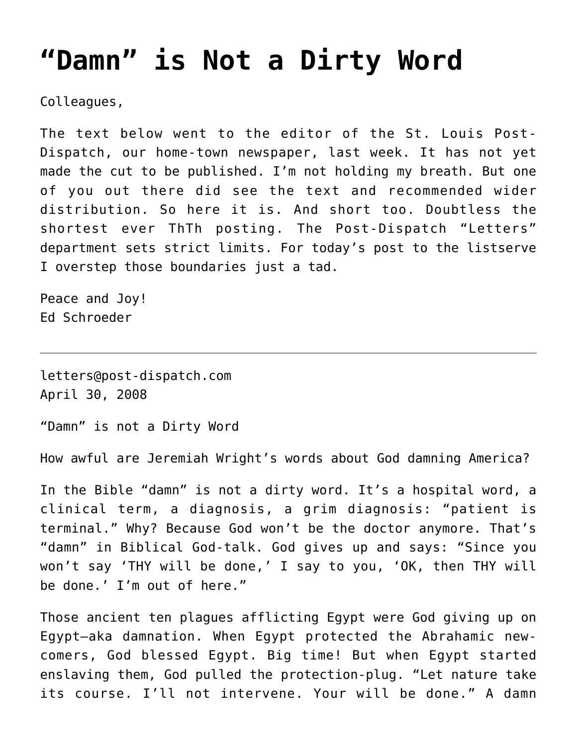# "Damn" is Not a Dirty Word

Colleagues,

The text below went to the editor of the St. Louis Post-Dispatch, our home-town newspaper, last week. It has not yet made the cut to be published. I'm not holding my breath. But one of you out there did see the text and recommended wider distribution. So here it is. And short too. Doubtless the shortest ever ThTh posting. The Post-Dispatch "Letters" department sets strict limits. For today's post to the listserve I overstep those boundaries just a tad.

Peace and Joy!
Ed Schroeder

---

letters@post-dispatch.com
April 30, 2008

"Damn" is not a Dirty Word

How awful are Jeremiah Wright's words about God damning America?

In the Bible "damn" is not a dirty word. It's a hospital word, a clinical term, a diagnosis, a grim diagnosis: "patient is terminal." Why? Because God won't be the doctor anymore. That's "damn" in Biblical God-talk. God gives up and says: "Since you won't say 'THY will be done,' I say to you, 'OK, then THY will be done.' I'm out of here."

Those ancient ten plagues afflicting Egypt were God giving up on Egypt—aka damnation. When Egypt protected the Abrahamic new-comers, God blessed Egypt. Big time! But when Egypt started enslaving them, God pulled the protection-plug. "Let nature take its course. I'll not intervene. Your will be done." A damn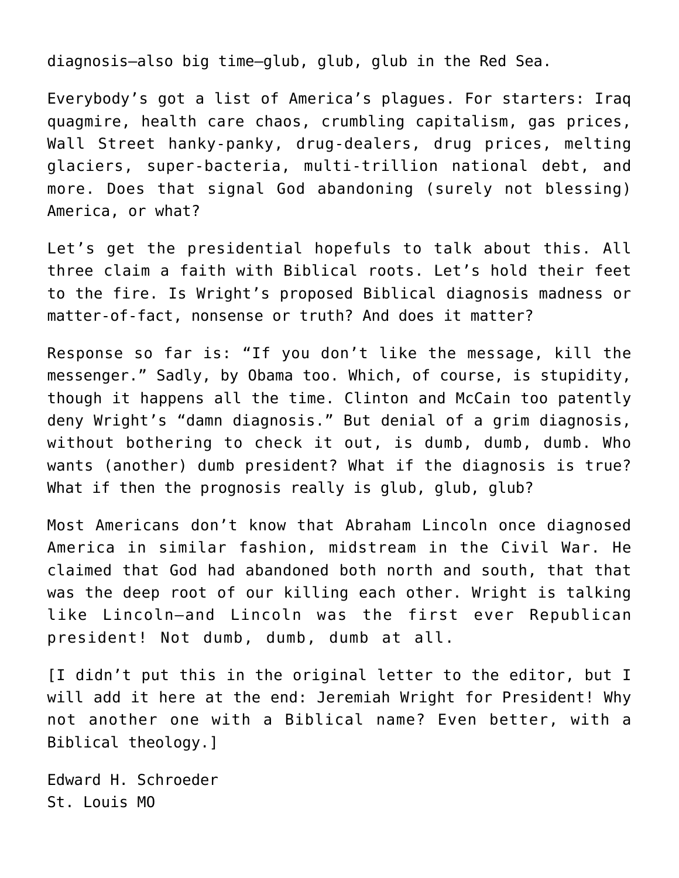diagnosis—also big time—glub, glub, glub in the Red Sea.

Everybody's got a list of America's plagues. For starters: Iraq quagmire, health care chaos, crumbling capitalism, gas prices, Wall Street hanky-panky, drug-dealers, drug prices, melting glaciers, super-bacteria, multi-trillion national debt, and more. Does that signal God abandoning (surely not blessing) America, or what?

Let's get the presidential hopefuls to talk about this. All three claim a faith with Biblical roots. Let's hold their feet to the fire. Is Wright's proposed Biblical diagnosis madness or matter-of-fact, nonsense or truth? And does it matter?

Response so far is: "If you don't like the message, kill the messenger." Sadly, by Obama too. Which, of course, is stupidity, though it happens all the time. Clinton and McCain too patently deny Wright's "damn diagnosis." But denial of a grim diagnosis, without bothering to check it out, is dumb, dumb, dumb. Who wants (another) dumb president? What if the diagnosis is true? What if then the prognosis really is glub, glub, glub?

Most Americans don't know that Abraham Lincoln once diagnosed America in similar fashion, midstream in the Civil War. He claimed that God had abandoned both north and south, that that was the deep root of our killing each other. Wright is talking like Lincoln—and Lincoln was the first ever Republican president! Not dumb, dumb, dumb at all.

[I didn't put this in the original letter to the editor, but I will add it here at the end: Jeremiah Wright for President! Why not another one with a Biblical name? Even better, with a Biblical theology.]

Edward H. Schroeder
St. Louis MO